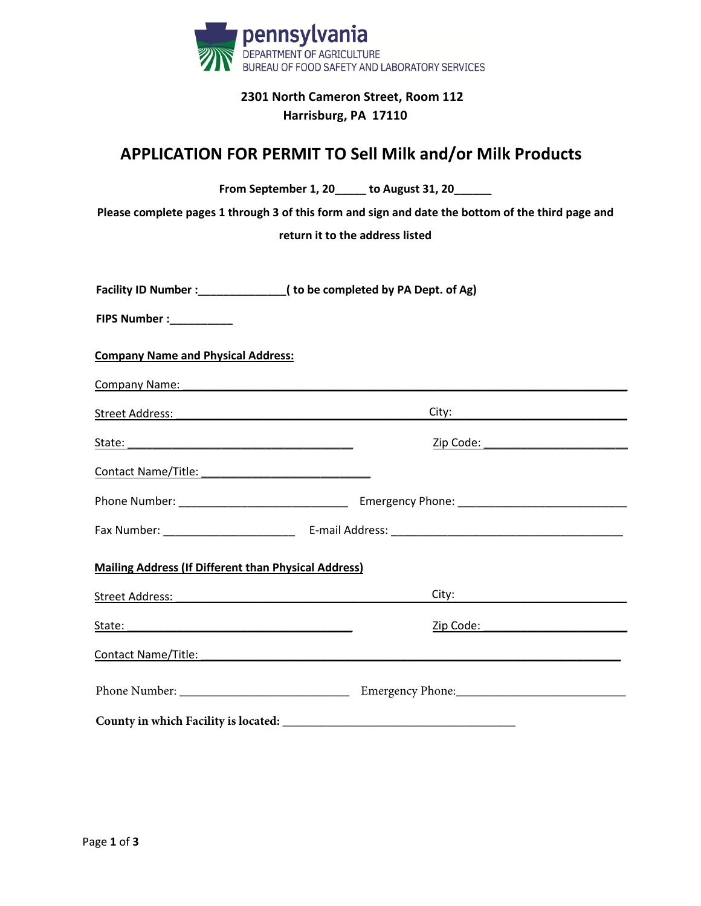pennsylvania
DEPARTMENT OF AGRICULTURE
BUREAU OF FOOD SAFETY AND LABORATORY SERVICES

**2301 North Cameron Street, Room 112**
**Harrisburg, PA 17110**

# APPLICATION FOR PERMIT TO Sell Milk and/or Milk Products

**From September 1, 20_____ to August 31, 20______**

**Please complete pages 1 through 3 of this form and sign and date the bottom of the third page and return it to the address listed**

**Facility ID Number :______________( to be completed by PA Dept. of Ag)**

**FIPS Number :__________**

**Company Name and Physical Address:**

Company Name: ____________________________________________

Street Address: ______________________ City: ______________________

State: ______________________ Zip Code: ______________________

Contact Name/Title: ______________________

Phone Number: ______________________ Emergency Phone: ______________________

Fax Number: ______________________ E-mail Address: ______________________

**Mailing Address (If Different than Physical Address)**

Street Address: ______________________ City: ______________________

State: ______________________ Zip Code: ______________________

Contact Name/Title: ____________________________________________

Phone Number: ______________________ Emergency Phone: ______________________

**County in which Facility is located:** ______________________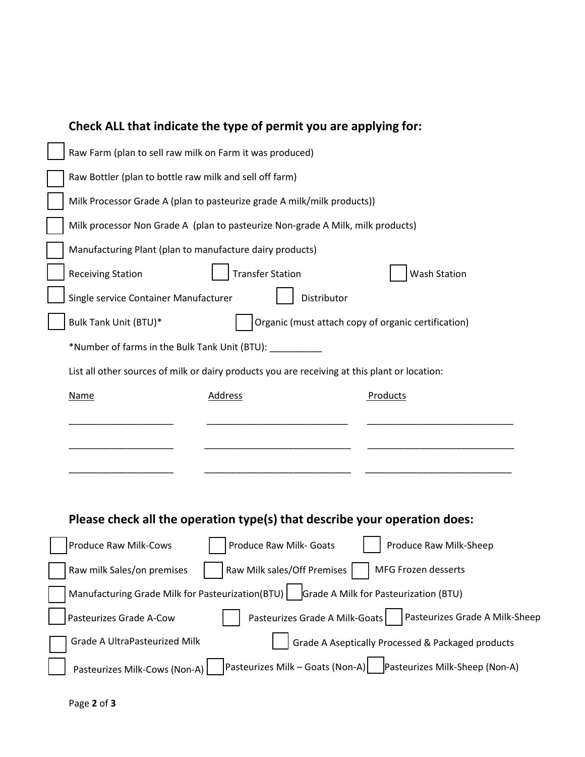### Check ALL that indicate the type of permit you are applying for:

- [ ] Raw Farm (plan to sell raw milk on Farm it was produced)
- [ ] Raw Bottler (plan to bottle raw milk and sell off farm)
- [ ] Milk Processor Grade A (plan to pasteurize grade A milk/milk products))
- [ ] Milk processor Non Grade A (plan to pasteurize Non-grade A Milk, milk products)
- [ ] Manufacturing Plant (plan to manufacture dairy products)
- [ ] Receiving Station    [ ] Transfer Station    [ ] Wash Station
- [ ] Single service Container Manufacturer    [ ] Distributor
- [ ] Bulk Tank Unit (BTU)*    [ ] Organic (must attach copy of organic certification)

*Number of farms in the Bulk Tank Unit (BTU): __________

List all other sources of milk or dairy products you are receiving at this plant or location:

| Name | Address | Products |
|---|---|---|
| ____________________ | ___________________________ | ____________________________ |
| ____________________ | ___________________________ | ____________________________ |
| ____________________ | ___________________________ | ____________________________ |

### Please check all the operation type(s) that describe your operation does:

- [ ] Produce Raw Milk-Cows    [ ] Produce Raw Milk- Goats    [ ] Produce Raw Milk-Sheep
- [ ] Raw milk Sales/on premises    [ ] Raw Milk sales/Off Premises    [ ] MFG Frozen desserts
- [ ] Manufacturing Grade Milk for Pasteurization(BTU)    [ ] Grade A Milk for Pasteurization (BTU)
- [ ] Pasteurizes Grade A-Cow    [ ] Pasteurizes Grade A Milk-Goats    [ ] Pasteurizes Grade A Milk-Sheep
- [ ] Grade A UltraPasteurized Milk    [ ] Grade A Aseptically Processed & Packaged products
- [ ] Pasteurizes Milk-Cows (Non-A)    [ ] Pasteurizes Milk – Goats (Non-A)    [ ] Pasteurizes Milk-Sheep (Non-A)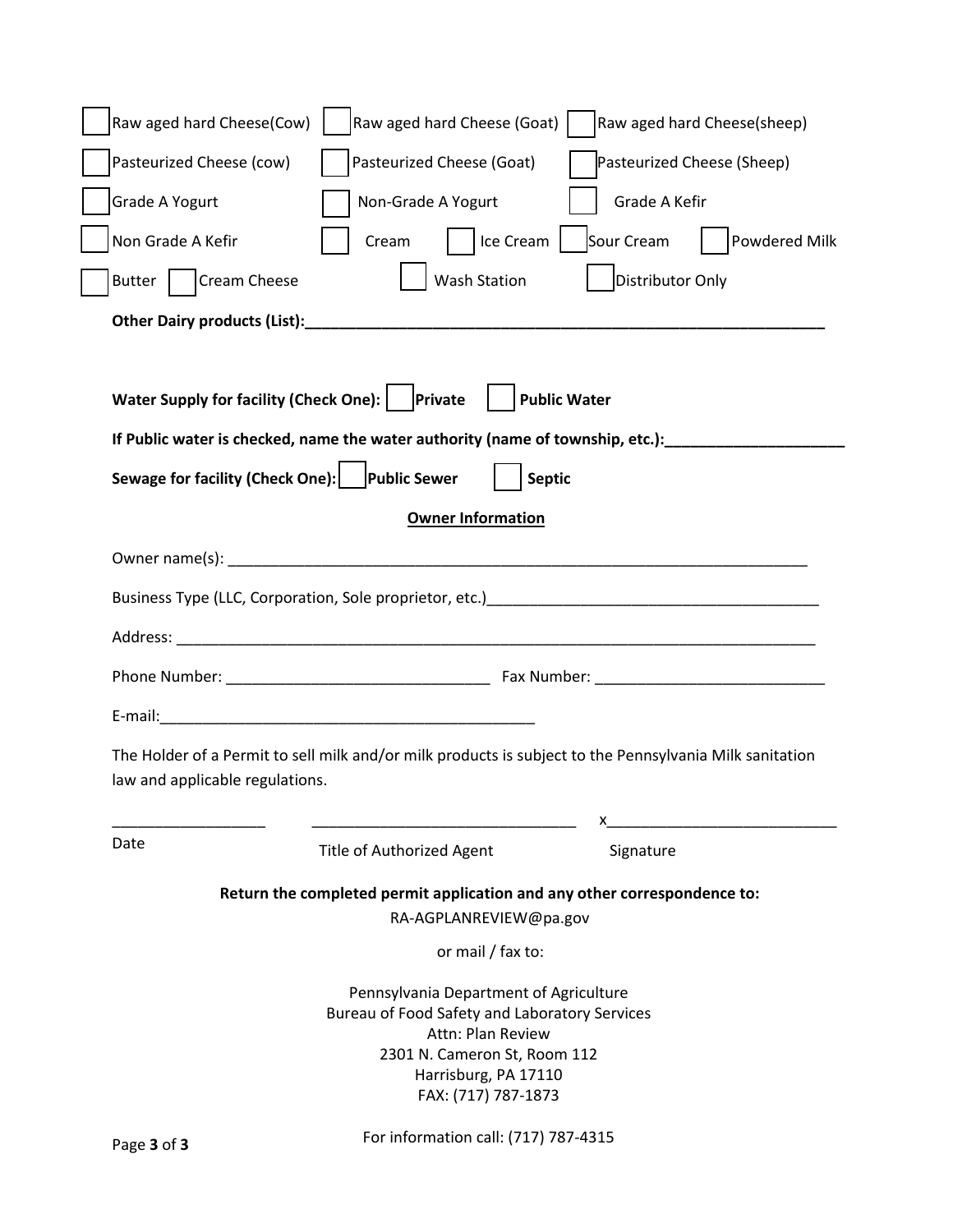☐ Raw aged hard Cheese(Cow) ☐ Raw aged hard Cheese (Goat) ☐ Raw aged hard Cheese(sheep)

☐ Pasteurized Cheese (cow) ☐ Pasteurized Cheese (Goat) ☐ Pasteurized Cheese (Sheep)

☐ Grade A Yogurt ☐ Non-Grade A Yogurt ☐ Grade A Kefir

☐ Non Grade A Kefir ☐ Cream ☐ Ice Cream ☐ Sour Cream ☐ Powdered Milk

☐ Butter ☐ Cream Cheese ☐ Wash Station ☐ Distributor Only

**Other Dairy products (List):_______________________________________________________________**

**Water Supply for facility (Check One):** ☐ **Private** ☐ **Public Water**

**If Public water is checked, name the water authority (name of township, etc.):_____________________**

**Sewage for facility (Check One):** ☐ **Public Sewer** ☐ **Septic**

## Owner Information

Owner name(s): _______________________________________________________________________

Business Type (LLC, Corporation, Sole proprietor, etc.)_______________________________________

Address: ____________________________________________________________________________

Phone Number: ______________________________ Fax Number: ___________________________

E-mail:____________________________________________

The Holder of a Permit to sell milk and/or milk products is subject to the Pennsylvania Milk sanitation law and applicable regulations.

__________________ ______________________________ x___________________________

Date Title of Authorized Agent Signature

**Return the completed permit application and any other correspondence to:**

RA-AGPLANREVIEW@pa.gov

or mail / fax to:

Pennsylvania Department of Agriculture
Bureau of Food Safety and Laboratory Services
Attn: Plan Review
2301 N. Cameron St, Room 112
Harrisburg, PA 17110
FAX: (717) 787-1873

For information call: (717) 787-4315